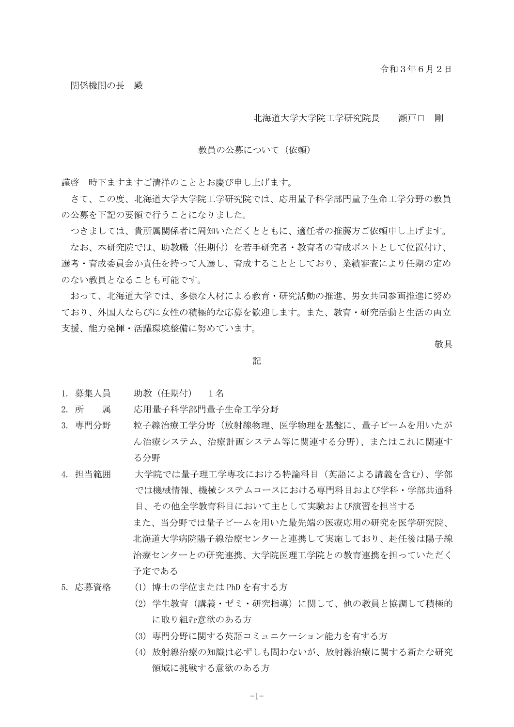令和３年６月２日

関係機関の長　殿

北海道大学大学院工学研究院長　　瀬戸口　剛

教員の公募について（依頼）

謹啓　時下ますますご清祥のこととお慶び申し上げます。

さて、この度、北海道大学大学院工学研究院では、応用量子科学部門量子生命工学分野の教員の公募を下記の要領で行うことになりました。

つきましては、貴所属関係者に周知いただくとともに、適任者の推薦方ご依頼申し上げます。

なお、本研究院では、助教職（任期付）を若手研究者・教育者の育成ポストとして位置付け、選考・育成委員会か責任を持って人選し、育成することとしており、業績審査により任期の定めのない教員となることも可能です。

おって、北海道大学では、多様な人材による教育・研究活動の推進、男女共同参画推進に努めており、外国人ならびに女性の積極的な応募を歓迎します。また、教育・研究活動と生活の両立支援、能力発揮・活躍環境整備に努めています。

敬具

記

1. 募集人員　　助教（任期付）　１名
2. 所　　属　　応用量子科学部門量子生命工学分野
3. 専門分野　　粒子線治療工学分野（放射線物理、医学物理を基盤に、量子ビームを用いたがん治療システム、治療計画システム等に関連する分野）、またはこれに関連する分野
4. 担当範囲　　大学院では量子理工学専攻における特論科目（英語による講義を含む）、学部では機械情報、機械システムコースにおける専門科目および学科・学部共通科目、その他全学教育科目において主として実験および演習を担当する
   また、当分野では量子ビームを用いた最先端の医療応用の研究を医学研究院、北海道大学病院陽子線治療センターと連携して実施しており、赴任後は陽子線治療センターとの研究連携、大学院医理工学院との教育連携を担っていただく予定である
5. 応募資格
   (1) 博士の学位または PhD を有する方
   (2) 学生教育（講義・ゼミ・研究指導）に関して、他の教員と協調して積極的に取り組む意欲のある方
   (3) 専門分野に関する英語コミュニケーション能力を有する方
   (4) 放射線治療の知識は必ずしも問わないが、放射線治療に関する新たな研究領域に挑戦する意欲のある方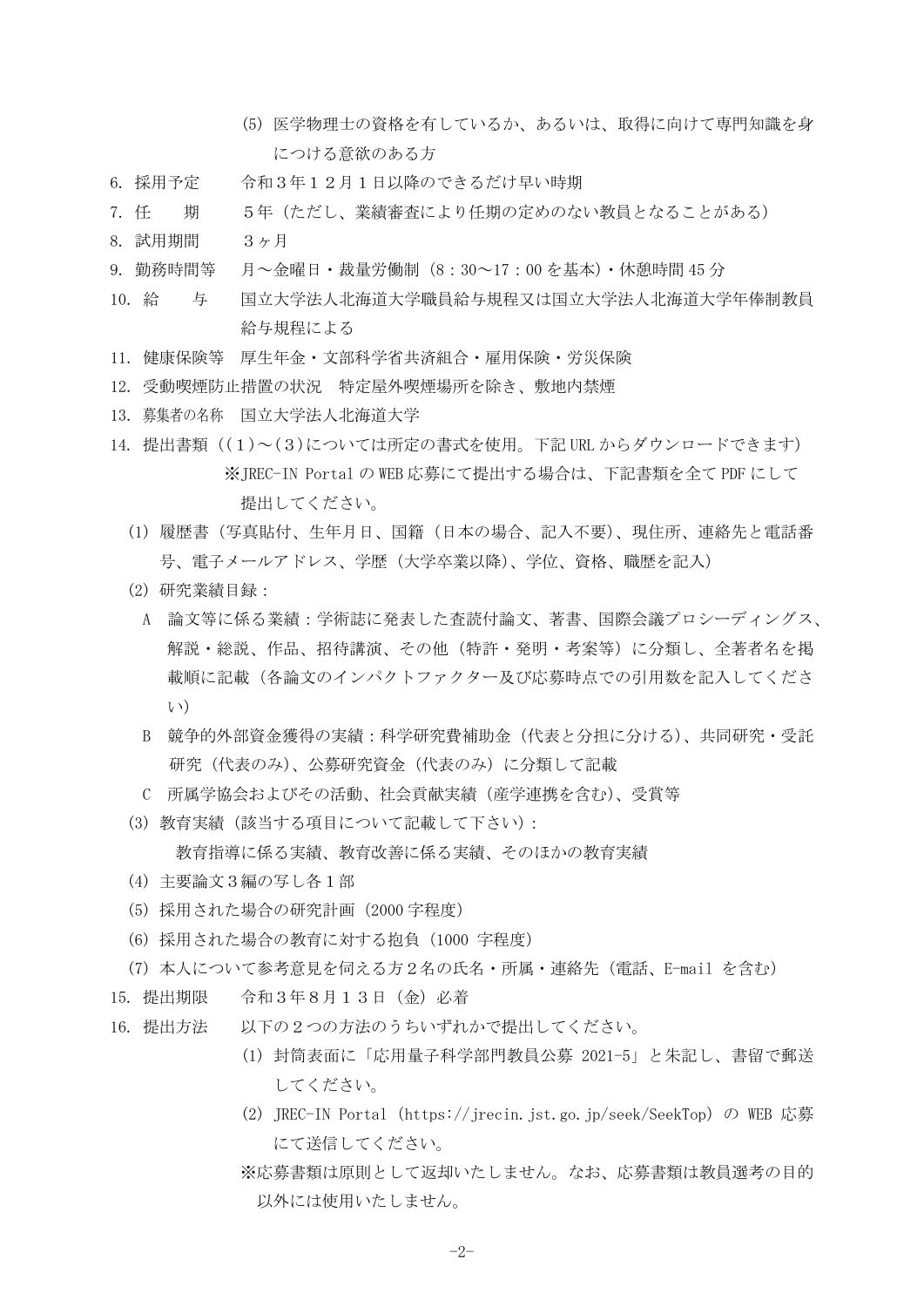(5) 医学物理士の資格を有しているか、あるいは、取得に向けて専門知識を身につける意欲のある方

6. 採用予定　令和３年１２月１日以降のできるだけ早い時期

7. 任　　期　５年（ただし、業績審査により任期の定めのない教員となることがある）

8. 試用期間　３ヶ月

9. 勤務時間等　月～金曜日・裁量労働制（8：30～17：00 を基本）・休憩時間 45 分

10. 給　　与　国立大学法人北海道大学職員給与規程又は国立大学法人北海道大学年俸制教員給与規程による

11. 健康保険等　厚生年金・文部科学省共済組合・雇用保険・労災保険

12. 受動喫煙防止措置の状況　特定屋外喫煙場所を除き、敷地内禁煙

13. 募集者の名称　国立大学法人北海道大学

14. 提出書類（(１)～(３)については所定の書式を使用。下記 URL からダウンロードできます）
※JREC-IN Portal の WEB 応募にて提出する場合は、下記書類を全て PDF にして提出してください。

(1) 履歴書（写真貼付、生年月日、国籍（日本の場合、記入不要）、現住所、連絡先と電話番号、電子メールアドレス、学歴（大学卒業以降）、学位、資格、職歴を記入）

(2) 研究業績目録：

A　論文等に係る業績：学術誌に発表した査読付論文、著書、国際会議プロシーディングス、解説・総説、作品、招待講演、その他（特許・発明・考案等）に分類し、全著者名を掲載順に記載（各論文のインパクトファクター及び応募時点での引用数を記入してください）

B　競争的外部資金獲得の実績：科学研究費補助金（代表と分担に分ける）、共同研究・受託研究（代表のみ）、公募研究資金（代表のみ）に分類して記載

C　所属学協会およびその活動、社会貢献実績（産学連携を含む）、受賞等

(3) 教育実績（該当する項目について記載して下さい）：
教育指導に係る実績、教育改善に係る実績、そのほかの教育実績

(4) 主要論文３編の写し各１部

(5) 採用された場合の研究計画（2000 字程度）

(6) 採用された場合の教育に対する抱負（1000 字程度）

(7) 本人について参考意見を伺える方２名の氏名・所属・連絡先（電話、E-mail を含む）

15. 提出期限　令和３年８月１３日（金）必着

16. 提出方法　以下の２つの方法のうちいずれかで提出してください。

(1) 封筒表面に「応用量子科学部門教員公募 2021-5」と朱記し、書留で郵送してください。

(2) JREC-IN Portal（https://jrecin.jst.go.jp/seek/SeekTop）の WEB 応募にて送信してください。

※応募書類は原則として返却いたしません。なお、応募書類は教員選考の目的以外には使用いたしません。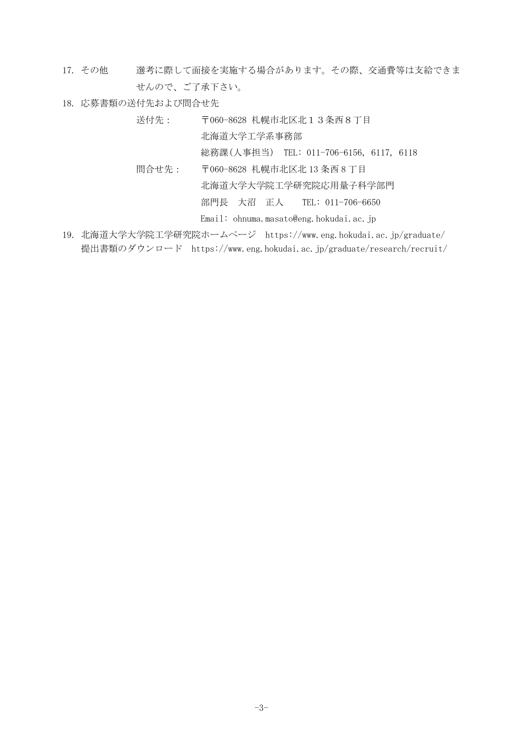17. その他　　　選考に際して面接を実施する場合があります。その際、交通費等は支給できませんので、ご了承下さい。

18. 応募書類の送付先および問合せ先

　　送付先：　〒060-8628 札幌市北区北１３条西８丁目
　　　　　　　北海道大学工学系事務部
　　　　　　　総務課(人事担当)　TEL: 011-706-6156, 6117, 6118

　　問合せ先：　〒060-8628 札幌市北区北 13 条西 8 丁目
　　　　　　　北海道大学大学院工学研究院応用量子科学部門
　　　　　　　部門長　大沼　正人　　TEL: 011-706-6650
　　　　　　　Email: ohnuma.masato@eng.hokudai.ac.jp

19. 北海道大学大学院工学研究院ホームページ　https://www.eng.hokudai.ac.jp/graduate/
　　提出書類のダウンロード　https://www.eng.hokudai.ac.jp/graduate/research/recruit/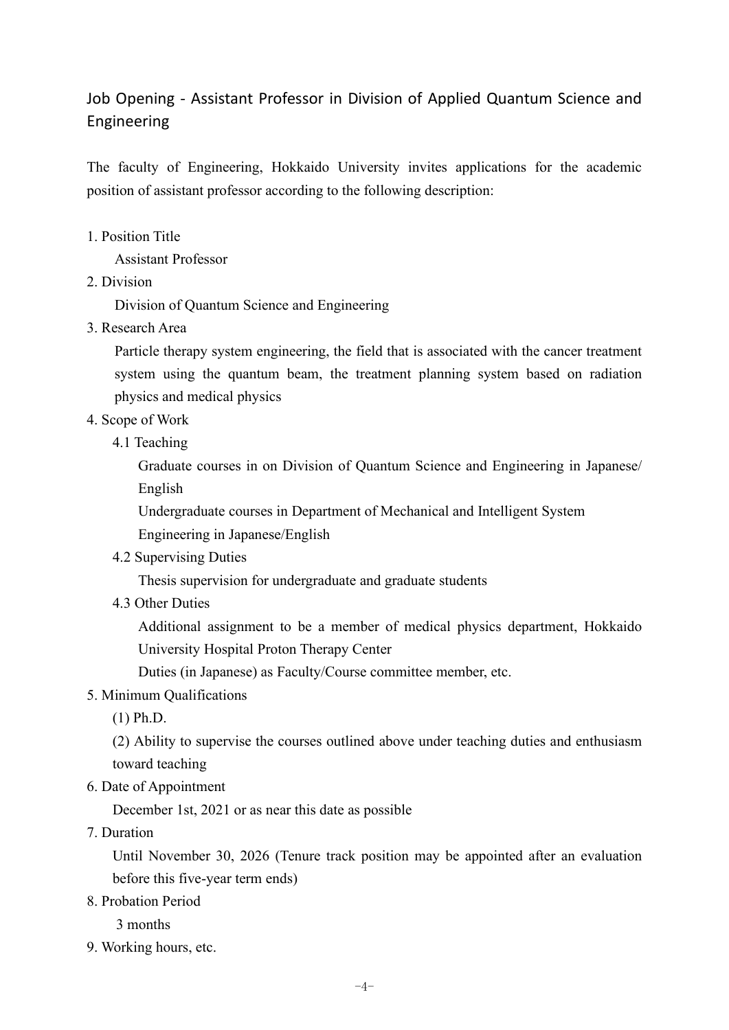## Job Opening - Assistant Professor in Division of Applied Quantum Science and Engineering

The faculty of Engineering, Hokkaido University invites applications for the academic position of assistant professor according to the following description:

1. Position Title

   Assistant Professor

2. Division

   Division of Quantum Science and Engineering

3. Research Area

   Particle therapy system engineering, the field that is associated with the cancer treatment system using the quantum beam, the treatment planning system based on radiation physics and medical physics

4. Scope of Work

   4.1 Teaching

   Graduate courses in on Division of Quantum Science and Engineering in Japanese/ English

   Undergraduate courses in Department of Mechanical and Intelligent System Engineering in Japanese/English

   4.2 Supervising Duties

   Thesis supervision for undergraduate and graduate students

   4.3 Other Duties

   Additional assignment to be a member of medical physics department, Hokkaido University Hospital Proton Therapy Center

   Duties (in Japanese) as Faculty/Course committee member, etc.

5. Minimum Qualifications

   (1) Ph.D.

   (2) Ability to supervise the courses outlined above under teaching duties and enthusiasm toward teaching

6. Date of Appointment

   December 1st, 2021 or as near this date as possible

7. Duration

   Until November 30, 2026 (Tenure track position may be appointed after an evaluation before this five-year term ends)

8. Probation Period

   3 months

9. Working hours, etc.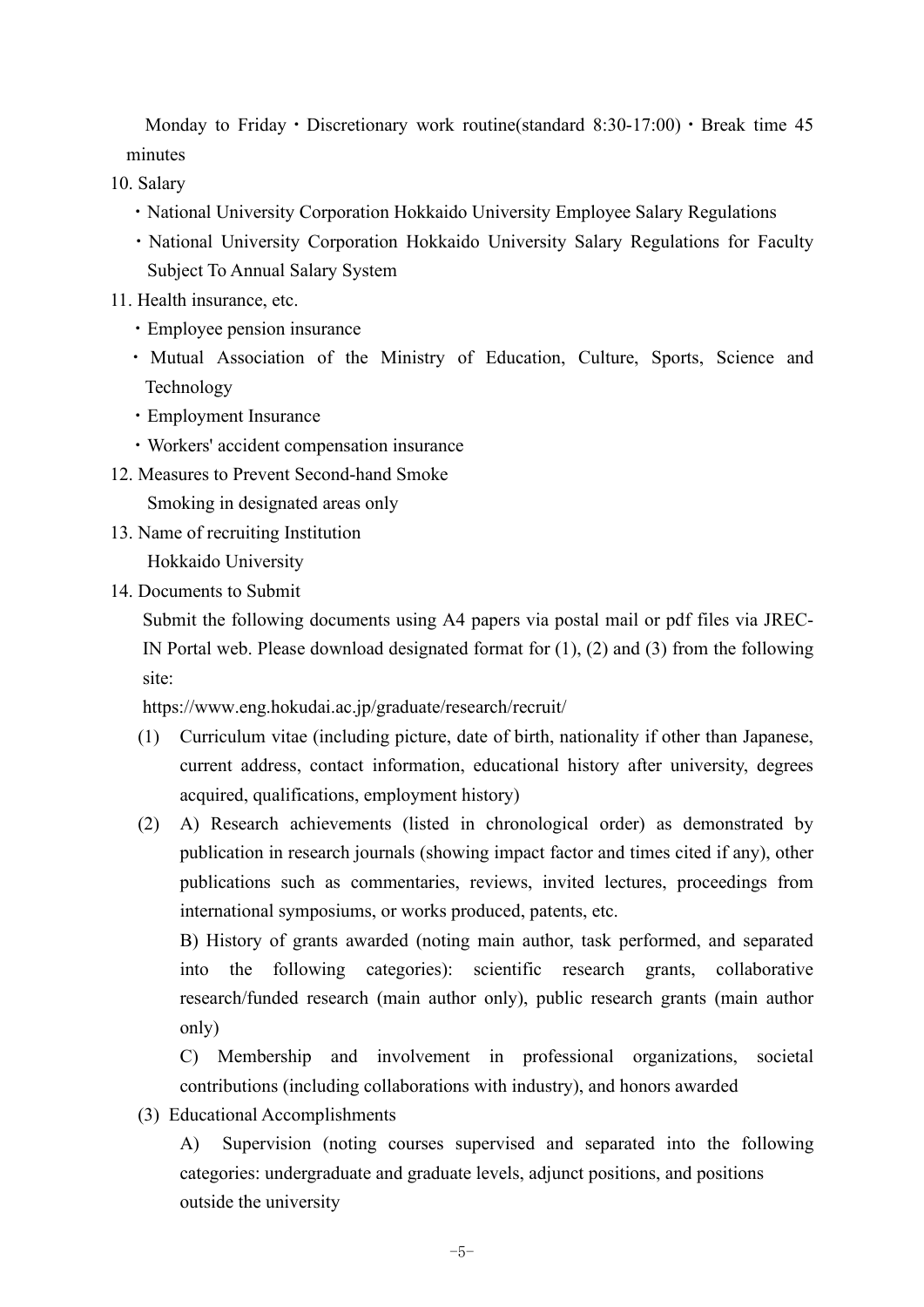Monday to Friday・Discretionary work routine(standard 8:30-17:00)・Break time 45 minutes

10. Salary
   ・National University Corporation Hokkaido University Employee Salary Regulations
   ・National University Corporation Hokkaido University Salary Regulations for Faculty Subject To Annual Salary System
11. Health insurance, etc.
   ・Employee pension insurance
   ・Mutual Association of the Ministry of Education, Culture, Sports, Science and Technology
   ・Employment Insurance
   ・Workers' accident compensation insurance
12. Measures to Prevent Second-hand Smoke
   Smoking in designated areas only
13. Name of recruiting Institution
   Hokkaido University
14. Documents to Submit
   Submit the following documents using A4 papers via postal mail or pdf files via JREC-IN Portal web. Please download designated format for (1), (2) and (3) from the following site:
   https://www.eng.hokudai.ac.jp/graduate/research/recruit/
   (1) Curriculum vitae (including picture, date of birth, nationality if other than Japanese, current address, contact information, educational history after university, degrees acquired, qualifications, employment history)
   (2) A) Research achievements (listed in chronological order) as demonstrated by publication in research journals (showing impact factor and times cited if any), other publications such as commentaries, reviews, invited lectures, proceedings from international symposiums, or works produced, patents, etc.
   B) History of grants awarded (noting main author, task performed, and separated into the following categories): scientific research grants, collaborative research/funded research (main author only), public research grants (main author only)
   C) Membership and involvement in professional organizations, societal contributions (including collaborations with industry), and honors awarded
   (3) Educational Accomplishments
   A) Supervision (noting courses supervised and separated into the following categories: undergraduate and graduate levels, adjunct positions, and positions outside the university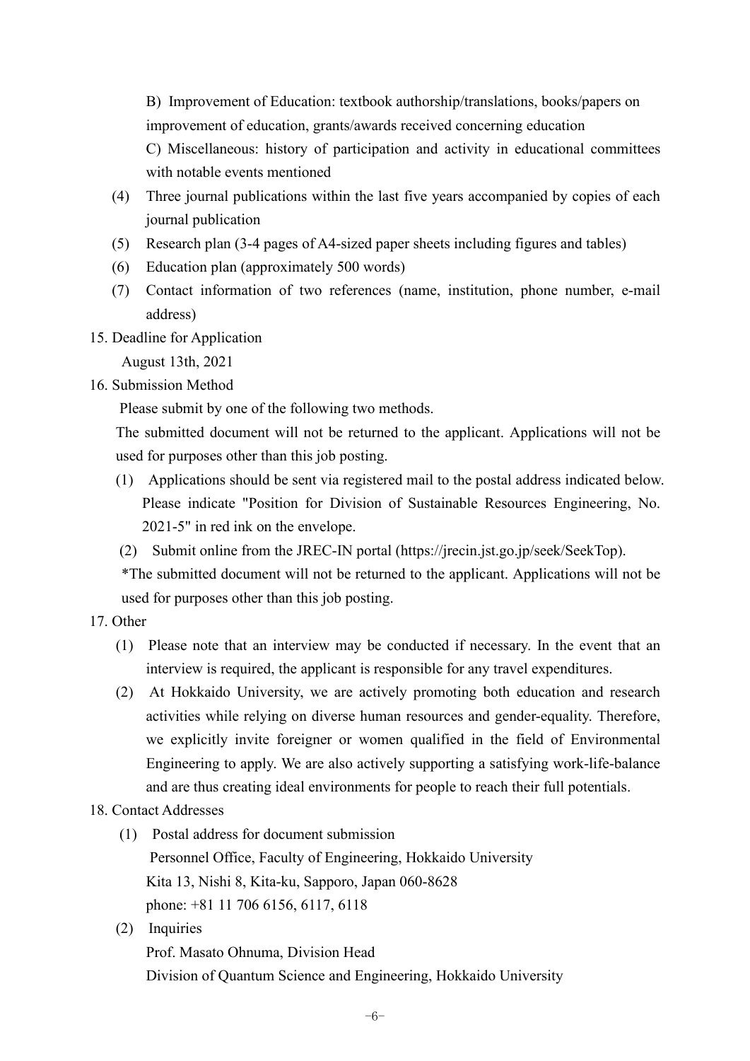B) Improvement of Education: textbook authorship/translations, books/papers on improvement of education, grants/awards received concerning education

C) Miscellaneous: history of participation and activity in educational committees with notable events mentioned

(4) Three journal publications within the last five years accompanied by copies of each journal publication

(5) Research plan (3-4 pages of A4-sized paper sheets including figures and tables)

(6) Education plan (approximately 500 words)

(7) Contact information of two references (name, institution, phone number, e-mail address)

15. Deadline for Application

August 13th, 2021

16. Submission Method

Please submit by one of the following two methods.

The submitted document will not be returned to the applicant. Applications will not be used for purposes other than this job posting.

(1) Applications should be sent via registered mail to the postal address indicated below. Please indicate "Position for Division of Sustainable Resources Engineering, No. 2021-5" in red ink on the envelope.

(2) Submit online from the JREC-IN portal (https://jrecin.jst.go.jp/seek/SeekTop).

*The submitted document will not be returned to the applicant. Applications will not be used for purposes other than this job posting.

17. Other

(1) Please note that an interview may be conducted if necessary. In the event that an interview is required, the applicant is responsible for any travel expenditures.

(2) At Hokkaido University, we are actively promoting both education and research activities while relying on diverse human resources and gender-equality. Therefore, we explicitly invite foreigner or women qualified in the field of Environmental Engineering to apply. We are also actively supporting a satisfying work-life-balance and are thus creating ideal environments for people to reach their full potentials.

18. Contact Addresses

(1) Postal address for document submission

Personnel Office, Faculty of Engineering, Hokkaido University
Kita 13, Nishi 8, Kita-ku, Sapporo, Japan 060-8628
phone: +81 11 706 6156, 6117, 6118

(2) Inquiries

Prof. Masato Ohnuma, Division Head
Division of Quantum Science and Engineering, Hokkaido University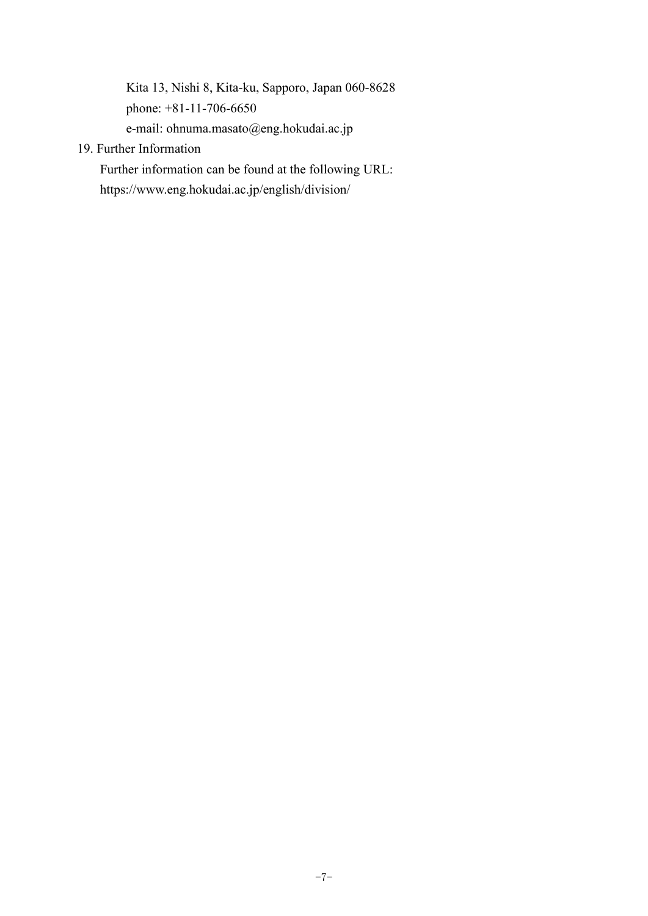Kita 13, Nishi 8, Kita-ku, Sapporo, Japan 060-8628

phone: +81-11-706-6650

e-mail: ohnuma.masato@eng.hokudai.ac.jp

19. Further Information

Further information can be found at the following URL:

https://www.eng.hokudai.ac.jp/english/division/